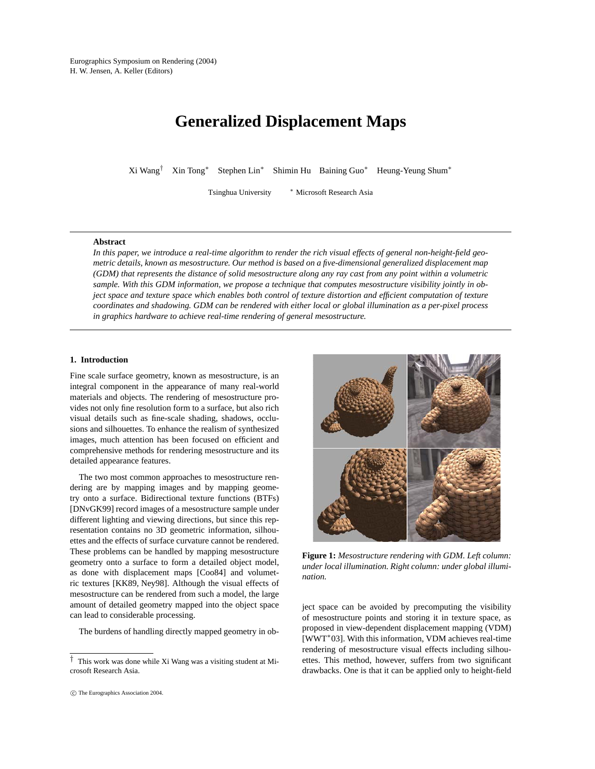Eurographics Symposium on Rendering (2004)
H. W. Jensen, A. Keller (Editors)

# Generalized Displacement Maps

Xi Wang[†] Xin Tong[*] Stephen Lin[*] Shimin Hu Baining Guo[*] Heung-Yeung Shum[*]

Tsinghua University [*] Microsoft Research Asia

**Abstract**

*In this paper, we introduce a real-time algorithm to render the rich visual effects of general non-height-field geometric details, known as mesostructure. Our method is based on a five-dimensional generalized displacement map (GDM) that represents the distance of solid mesostructure along any ray cast from any point within a volumetric sample. With this GDM information, we propose a technique that computes mesostructure visibility jointly in object space and texture space which enables both control of texture distortion and efficient computation of texture coordinates and shadowing. GDM can be rendered with either local or global illumination as a per-pixel process in graphics hardware to achieve real-time rendering of general mesostructure.*

## 1. Introduction

Fine scale surface geometry, known as mesostructure, is an integral component in the appearance of many real-world materials and objects. The rendering of mesostructure provides not only fine resolution form to a surface, but also rich visual details such as fine-scale shading, shadows, occlusions and silhouettes. To enhance the realism of synthesized images, much attention has been focused on efficient and comprehensive methods for rendering mesostructure and its detailed appearance features.

The two most common approaches to mesostructure rendering are by mapping images and by mapping geometry onto a surface. Bidirectional texture functions (BTFs) [DNvGK99] record images of a mesostructure sample under different lighting and viewing directions, but since this representation contains no 3D geometric information, silhouettes and the effects of surface curvature cannot be rendered. These problems can be handled by mapping mesostructure geometry onto a surface to form a detailed object model, as done with displacement maps [Coo84] and volumetric textures [KK89, Ney98]. Although the visual effects of mesostructure can be rendered from such a model, the large amount of detailed geometry mapped into the object space can lead to considerable processing.

The burdens of handling directly mapped geometry in object space can be avoided by precomputing the visibility of mesostructure points and storing it in texture space, as proposed in view-dependent displacement mapping (VDM) [WWT*03]. With this information, VDM achieves real-time rendering of mesostructure visual effects including silhouettes. This method, however, suffers from two significant drawbacks. One is that it can be applied only to height-field

**Figure 1:** *Mesostructure rendering with GDM. Left column: under local illumination. Right column: under global illumination.*

[†] This work was done while Xi Wang was a visiting student at Microsoft Research Asia.

© The Eurographics Association 2004.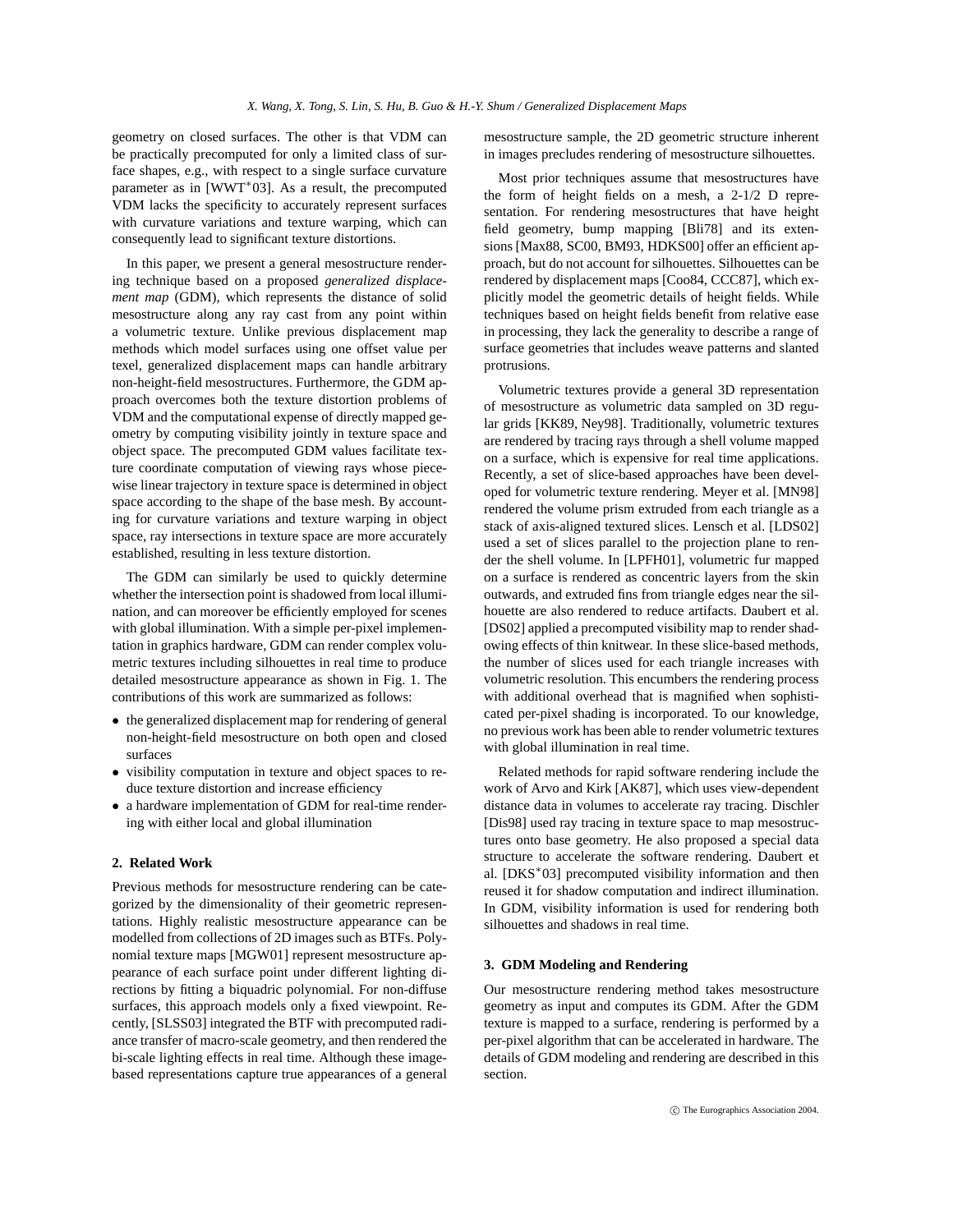geometry on closed surfaces. The other is that VDM can be practically precomputed for only a limited class of surface shapes, e.g., with respect to a single surface curvature parameter as in [WWT*03]. As a result, the precomputed VDM lacks the specificity to accurately represent surfaces with curvature variations and texture warping, which can consequently lead to significant texture distortions.

In this paper, we present a general mesostructure rendering technique based on a proposed *generalized displacement map* (GDM), which represents the distance of solid mesostructure along any ray cast from any point within a volumetric texture. Unlike previous displacement map methods which model surfaces using one offset value per texel, generalized displacement maps can handle arbitrary non-height-field mesostructures. Furthermore, the GDM approach overcomes both the texture distortion problems of VDM and the computational expense of directly mapped geometry by computing visibility jointly in texture space and object space. The precomputed GDM values facilitate texture coordinate computation of viewing rays whose piecewise linear trajectory in texture space is determined in object space according to the shape of the base mesh. By accounting for curvature variations and texture warping in object space, ray intersections in texture space are more accurately established, resulting in less texture distortion.

The GDM can similarly be used to quickly determine whether the intersection point is shadowed from local illumination, and can moreover be efficiently employed for scenes with global illumination. With a simple per-pixel implementation in graphics hardware, GDM can render complex volumetric textures including silhouettes in real time to produce detailed mesostructure appearance as shown in Fig. 1. The contributions of this work are summarized as follows:

- the generalized displacement map for rendering of general non-height-field mesostructure on both open and closed surfaces
- visibility computation in texture and object spaces to reduce texture distortion and increase efficiency
- a hardware implementation of GDM for real-time rendering with either local and global illumination

## 2. Related Work

Previous methods for mesostructure rendering can be categorized by the dimensionality of their geometric representations. Highly realistic mesostructure appearance can be modelled from collections of 2D images such as BTFs. Polynomial texture maps [MGW01] represent mesostructure appearance of each surface point under different lighting directions by fitting a biquadric polynomial. For non-diffuse surfaces, this approach models only a fixed viewpoint. Recently, [SLSS03] integrated the BTF with precomputed radiance transfer of macro-scale geometry, and then rendered the bi-scale lighting effects in real time. Although these image-based representations capture true appearances of a general mesostructure sample, the 2D geometric structure inherent in images precludes rendering of mesostructure silhouettes.

Most prior techniques assume that mesostructures have the form of height fields on a mesh, a 2-1/2 D representation. For rendering mesostructures that have height field geometry, bump mapping [Bli78] and its extensions [Max88, SC00, BM93, HDKS00] offer an efficient approach, but do not account for silhouettes. Silhouettes can be rendered by displacement maps [Coo84, CCC87], which explicitly model the geometric details of height fields. While techniques based on height fields benefit from relative ease in processing, they lack the generality to describe a range of surface geometries that includes weave patterns and slanted protrusions.

Volumetric textures provide a general 3D representation of mesostructure as volumetric data sampled on 3D regular grids [KK89, Ney98]. Traditionally, volumetric textures are rendered by tracing rays through a shell volume mapped on a surface, which is expensive for real time applications. Recently, a set of slice-based approaches have been developed for volumetric texture rendering. Meyer et al. [MN98] rendered the volume prism extruded from each triangle as a stack of axis-aligned textured slices. Lensch et al. [LDS02] used a set of slices parallel to the projection plane to render the shell volume. In [LPFH01], volumetric fur mapped on a surface is rendered as concentric layers from the skin outwards, and extruded fins from triangle edges near the silhouette are also rendered to reduce artifacts. Daubert et al. [DS02] applied a precomputed visibility map to render shadowing effects of thin knitwear. In these slice-based methods, the number of slices used for each triangle increases with volumetric resolution. This encumbers the rendering process with additional overhead that is magnified when sophisticated per-pixel shading is incorporated. To our knowledge, no previous work has been able to render volumetric textures with global illumination in real time.

Related methods for rapid software rendering include the work of Arvo and Kirk [AK87], which uses view-dependent distance data in volumes to accelerate ray tracing. Dischler [Dis98] used ray tracing in texture space to map mesostructures onto base geometry. He also proposed a special data structure to accelerate the software rendering. Daubert et al. [DKS*03] precomputed visibility information and then reused it for shadow computation and indirect illumination. In GDM, visibility information is used for rendering both silhouettes and shadows in real time.

## 3. GDM Modeling and Rendering

Our mesostructure rendering method takes mesostructure geometry as input and computes its GDM. After the GDM texture is mapped to a surface, rendering is performed by a per-pixel algorithm that can be accelerated in hardware. The details of GDM modeling and rendering are described in this section.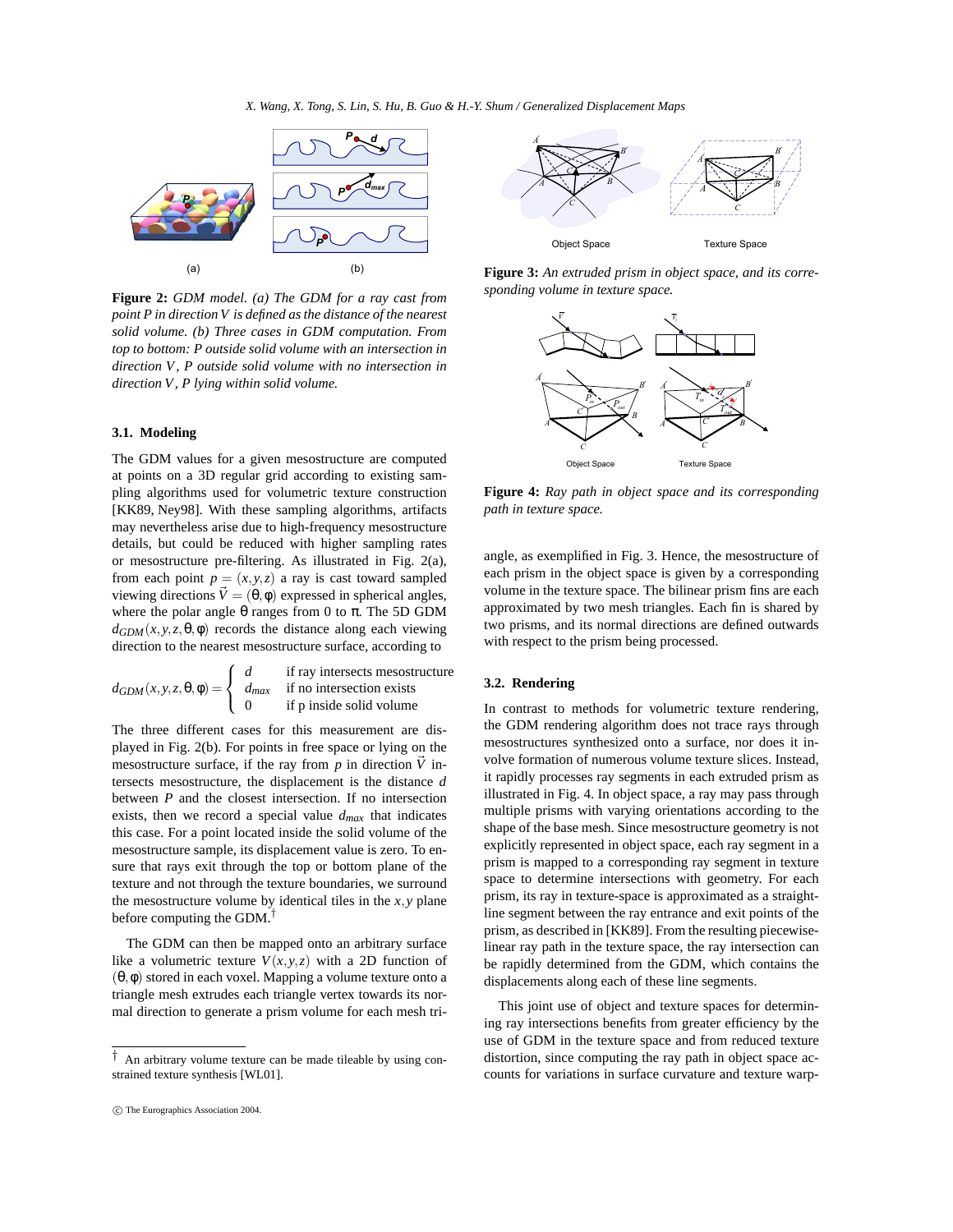Figure 2: *GDM model. (a) The GDM for a ray cast from point P in direction V is defined as the distance of the nearest solid volume. (b) Three cases in GDM computation. From top to bottom: P outside solid volume with an intersection in direction V, P outside solid volume with no intersection in direction V, P lying within solid volume.*

### 3.1. Modeling

The GDM values for a given mesostructure are computed at points on a 3D regular grid according to existing sampling algorithms used for volumetric texture construction [KK89, Ney98]. With these sampling algorithms, artifacts may nevertheless arise due to high-frequency mesostructure details, but could be reduced with higher sampling rates or mesostructure pre-filtering. As illustrated in Fig. 2(a), from each point $p = (x, y, z)$ a ray is cast toward sampled viewing directions $\vec{V} = (\theta, \phi)$ expressed in spherical angles, where the polar angle $\theta$ ranges from 0 to $\pi$. The 5D GDM $d_{GDM}(x, y, z, \theta, \phi)$ records the distance along each viewing direction to the nearest mesostructure surface, according to

$$d_{GDM}(x,y,z,\theta,\phi) = \begin{cases} d & \text{if ray intersects mesostructure} \\ d_{max} & \text{if no intersection exists} \\ 0 & \text{if p inside solid volume} \end{cases}$$

The three different cases for this measurement are displayed in Fig. 2(b). For points in free space or lying on the mesostructure surface, if the ray from $p$ in direction $\vec{V}$ intersects mesostructure, the displacement is the distance $d$ between $P$ and the closest intersection. If no intersection exists, then we record a special value $d_{max}$ that indicates this case. For a point located inside the solid volume of the mesostructure sample, its displacement value is zero. To ensure that rays exit through the top or bottom plane of the texture and not through the texture boundaries, we surround the mesostructure volume by identical tiles in the $x, y$ plane before computing the GDM.[†]

The GDM can then be mapped onto an arbitrary surface like a volumetric texture $V(x, y, z)$ with a 2D function of $(\theta, \phi)$ stored in each voxel. Mapping a volume texture onto a triangle mesh extrudes each triangle vertex towards its normal direction to generate a prism volume for each mesh triangle, as exemplified in Fig. 3. Hence, the mesostructure of each prism in the object space is given by a corresponding volume in the texture space. The bilinear prism fins are each approximated by two mesh triangles. Each fin is shared by two prisms, and its normal directions are defined outwards with respect to the prism being processed.

[†] An arbitrary volume texture can be made tileable by using constrained texture synthesis [WL01].

Figure 3: *An extruded prism in object space, and its corresponding volume in texture space.*

Figure 4: *Ray path in object space and its corresponding path in texture space.*

### 3.2. Rendering

In contrast to methods for volumetric texture rendering, the GDM rendering algorithm does not trace rays through mesostructures synthesized onto a surface, nor does it involve formation of numerous volume texture slices. Instead, it rapidly processes ray segments in each extruded prism as illustrated in Fig. 4. In object space, a ray may pass through multiple prisms with varying orientations according to the shape of the base mesh. Since mesostructure geometry is not explicitly represented in object space, each ray segment in a prism is mapped to a corresponding ray segment in texture space to determine intersections with geometry. For each prism, its ray in texture-space is approximated as a straight-line segment between the ray entrance and exit points of the prism, as described in [KK89]. From the resulting piecewise-linear ray path in the texture space, the ray intersection can be rapidly determined from the GDM, which contains the displacements along each of these line segments.

This joint use of object and texture spaces for determining ray intersections benefits from greater efficiency by the use of GDM in the texture space and from reduced texture distortion, since computing the ray path in object space accounts for variations in surface curvature and texture warp-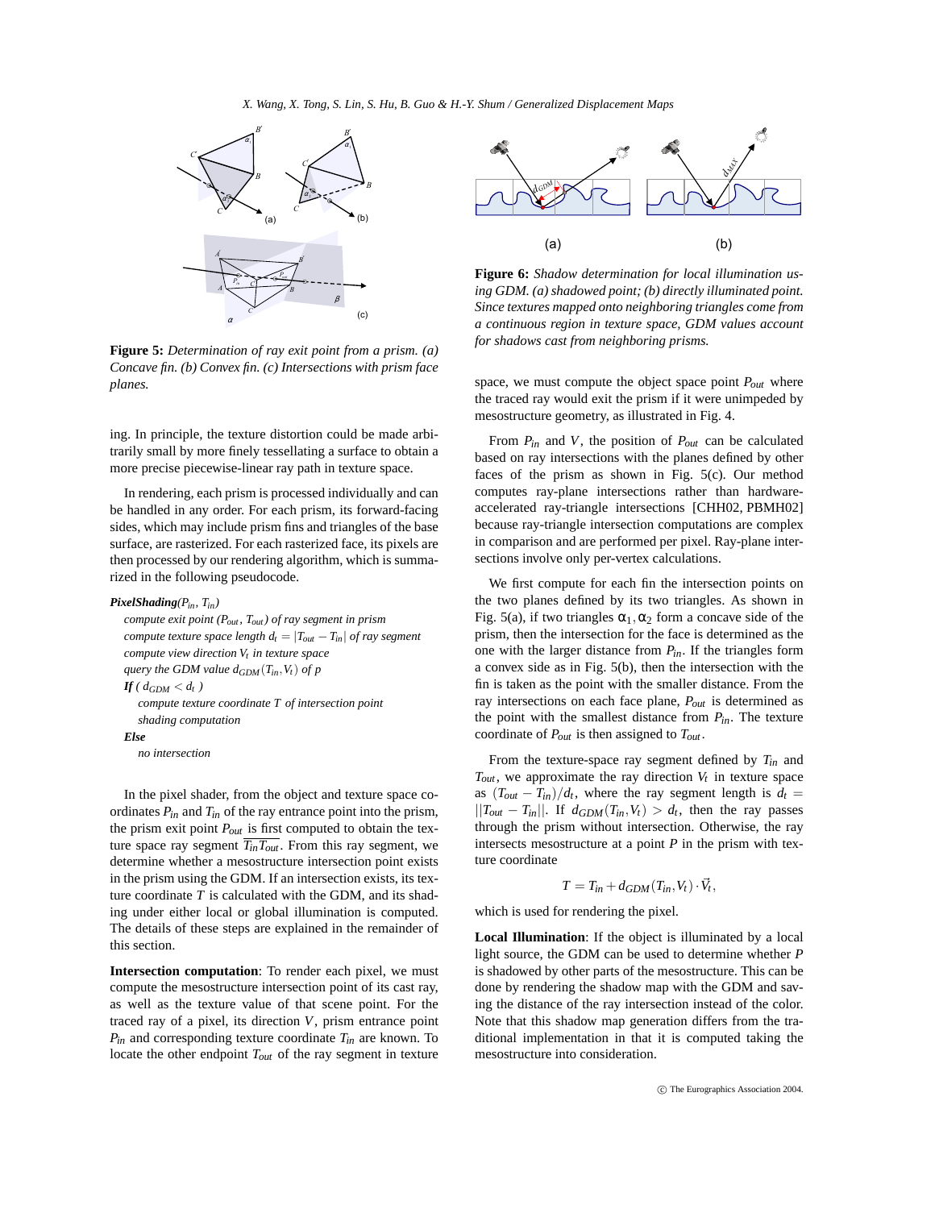**Figure 5:** *Determination of ray exit point from a prism. (a) Concave fin. (b) Convex fin. (c) Intersections with prism face planes.*

**Figure 6:** *Shadow determination for local illumination using GDM. (a) shadowed point; (b) directly illuminated point. Since textures mapped onto neighboring triangles come from a continuous region in texture space, GDM values account for shadows cast from neighboring prisms.*

ing. In principle, the texture distortion could be made arbitrarily small by more finely tessellating a surface to obtain a more precise piecewise-linear ray path in texture space.

In rendering, each prism is processed individually and can be handled in any order. For each prism, its forward-facing sides, which may include prism fins and triangles of the base surface, are rasterized. For each rasterized face, its pixels are then processed by our rendering algorithm, which is summarized in the following pseudocode.

***PixelShading***$(P_{in}, T_{in})$
*compute exit point* $(P_{out}, T_{out})$ *of ray segment in prism*
*compute texture space length* $d_t = |T_{out} - T_{in}|$ *of ray segment*
*compute view direction* $V_t$ *in texture space*
*query the GDM value* $d_{GDM}(T_{in}, V_t)$ *of* $p$
***If*** $( d_{GDM} < d_t )$
*compute texture coordinate* $T$ *of intersection point*
*shading computation*
***Else***
*no intersection*

In the pixel shader, from the object and texture space coordinates $P_{in}$ and $T_{in}$ of the ray entrance point into the prism, the prism exit point $P_{out}$ is first computed to obtain the texture space ray segment $\overline{T_{in}T_{out}}$. From this ray segment, we determine whether a mesostructure intersection point exists in the prism using the GDM. If an intersection exists, its texture coordinate $T$ is calculated with the GDM, and its shading under either local or global illumination is computed. The details of these steps are explained in the remainder of this section.

**Intersection computation**: To render each pixel, we must compute the mesostructure intersection point of its cast ray, as well as the texture value of that scene point. For the traced ray of a pixel, its direction $V$, prism entrance point $P_{in}$ and corresponding texture coordinate $T_{in}$ are known. To locate the other endpoint $T_{out}$ of the ray segment in texture space, we must compute the object space point $P_{out}$ where the traced ray would exit the prism if it were unimpeded by mesostructure geometry, as illustrated in Fig. 4.

From $P_{in}$ and $V$, the position of $P_{out}$ can be calculated based on ray intersections with the planes defined by other faces of the prism as shown in Fig. 5(c). Our method computes ray-plane intersections rather than hardware-accelerated ray-triangle intersections [CHH02, PBMH02] because ray-triangle intersection computations are complex in comparison and are performed per pixel. Ray-plane intersections involve only per-vertex calculations.

We first compute for each fin the intersection points on the two planes defined by its two triangles. As shown in Fig. 5(a), if two triangles $\alpha_1, \alpha_2$ form a concave side of the prism, then the intersection for the face is determined as the one with the larger distance from $P_{in}$. If the triangles form a convex side as in Fig. 5(b), then the intersection with the fin is taken as the point with the smaller distance. From the ray intersections on each face plane, $P_{out}$ is determined as the point with the smallest distance from $P_{in}$. The texture coordinate of $P_{out}$ is then assigned to $T_{out}$.

From the texture-space ray segment defined by $T_{in}$ and $T_{out}$, we approximate the ray direction $V_t$ in texture space as $(T_{out} - T_{in})/d_t$, where the ray segment length is $d_t = ||T_{out} - T_{in}||$. If $d_{GDM}(T_{in}, V_t) > d_t$, then the ray passes through the prism without intersection. Otherwise, the ray intersects mesostructure at a point $P$ in the prism with texture coordinate

$$T = T_{in} + d_{GDM}(T_{in}, V_t) \cdot \vec{V}_t,$$

which is used for rendering the pixel.

**Local Illumination**: If the object is illuminated by a local light source, the GDM can be used to determine whether $P$ is shadowed by other parts of the mesostructure. This can be done by rendering the shadow map with the GDM and saving the distance of the ray intersection instead of the color. Note that this shadow map generation differs from the traditional implementation in that it is computed taking the mesostructure into consideration.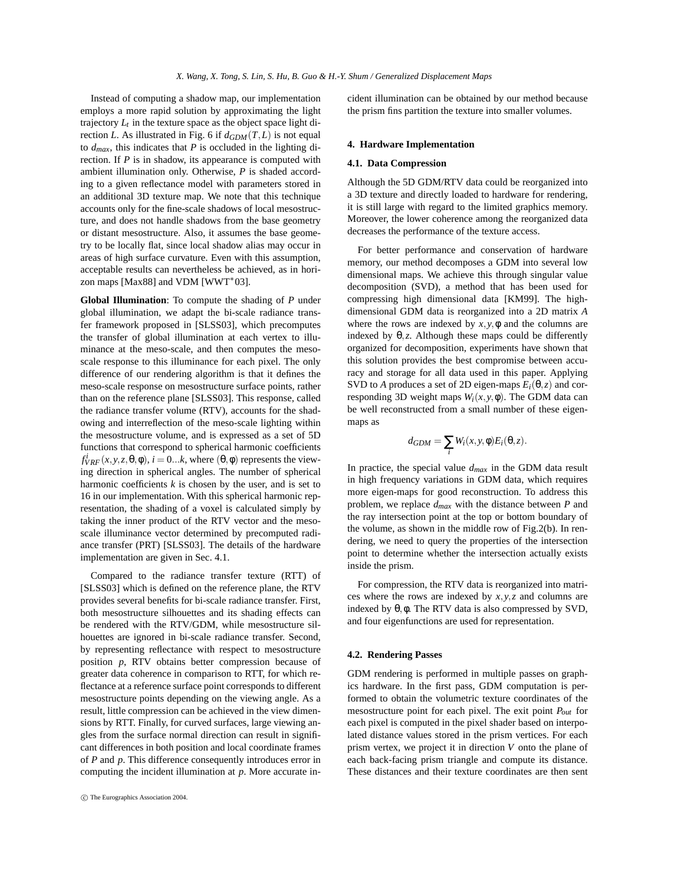Instead of computing a shadow map, our implementation employs a more rapid solution by approximating the light trajectory $L_t$ in the texture space as the object space light direction $L$. As illustrated in Fig. 6 if $d_{GDM}(T,L)$ is not equal to $d_{max}$, this indicates that $P$ is occluded in the lighting direction. If $P$ is in shadow, its appearance is computed with ambient illumination only. Otherwise, $P$ is shaded according to a given reflectance model with parameters stored in an additional 3D texture map. We note that this technique accounts only for the fine-scale shadows of local mesostructure, and does not handle shadows from the base geometry or distant mesostructure. Also, it assumes the base geometry to be locally flat, since local shadow alias may occur in areas of high surface curvature. Even with this assumption, acceptable results can nevertheless be achieved, as in horizon maps [Max88] and VDM [WWT*03].

**Global Illumination**: To compute the shading of $P$ under global illumination, we adapt the bi-scale radiance transfer framework proposed in [SLSS03], which precomputes the transfer of global illumination at each vertex to illuminance at the meso-scale, and then computes the meso-scale response to this illuminance for each pixel. The only difference of our rendering algorithm is that it defines the meso-scale response on mesostructure surface points, rather than on the reference plane [SLSS03]. This response, called the radiance transfer volume (RTV), accounts for the shadowing and interreflection of the meso-scale lighting within the mesostructure volume, and is expressed as a set of 5D functions that correspond to spherical harmonic coefficients $f^i_{VRF}(x,y,z,\theta,\phi)$, $i = 0...k$, where $(\theta,\phi)$ represents the viewing direction in spherical angles. The number of spherical harmonic coefficients $k$ is chosen by the user, and is set to 16 in our implementation. With this spherical harmonic representation, the shading of a voxel is calculated simply by taking the inner product of the RTV vector and the meso-scale illuminance vector determined by precomputed radiance transfer (PRT) [SLSS03]. The details of the hardware implementation are given in Sec. 4.1.

Compared to the radiance transfer texture (RTT) of [SLSS03] which is defined on the reference plane, the RTV provides several benefits for bi-scale radiance transfer. First, both mesostructure silhouettes and its shading effects can be rendered with the RTV/GDM, while mesostructure silhouettes are ignored in bi-scale radiance transfer. Second, by representing reflectance with respect to mesostructure position $p$, RTV obtains better compression because of greater data coherence in comparison to RTT, for which reflectance at a reference surface point corresponds to different mesostructure points depending on the viewing angle. As a result, little compression can be achieved in the view dimensions by RTT. Finally, for curved surfaces, large viewing angles from the surface normal direction can result in significant differences in both position and local coordinate frames of $P$ and $p$. This difference consequently introduces error in computing the incident illumination at $p$. More accurate incident illumination can be obtained by our method because the prism fins partition the texture into smaller volumes.

## 4. Hardware Implementation

### 4.1. Data Compression

Although the 5D GDM/RTV data could be reorganized into a 3D texture and directly loaded to hardware for rendering, it is still large with regard to the limited graphics memory. Moreover, the lower coherence among the reorganized data decreases the performance of the texture access.

For better performance and conservation of hardware memory, our method decomposes a GDM into several low dimensional maps. We achieve this through singular value decomposition (SVD), a method that has been used for compressing high dimensional data [KM99]. The high-dimensional GDM data is reorganized into a 2D matrix $A$ where the rows are indexed by $x,y,\phi$ and the columns are indexed by $\theta,z$. Although these maps could be differently organized for decomposition, experiments have shown that this solution provides the best compromise between accuracy and storage for all data used in this paper. Applying SVD to $A$ produces a set of 2D eigen-maps $E_i(\theta,z)$ and corresponding 3D weight maps $W_i(x,y,\phi)$. The GDM data can be well reconstructed from a small number of these eigen-maps as

$$d_{GDM} = \sum_i W_i(x,y,\phi)E_i(\theta,z).$$

In practice, the special value $d_{max}$ in the GDM data result in high frequency variations in GDM data, which requires more eigen-maps for good reconstruction. To address this problem, we replace $d_{max}$ with the distance between $P$ and the ray intersection point at the top or bottom boundary of the volume, as shown in the middle row of Fig.2(b). In rendering, we need to query the properties of the intersection point to determine whether the intersection actually exists inside the prism.

For compression, the RTV data is reorganized into matrices where the rows are indexed by $x,y,z$ and columns are indexed by $\theta,\phi$. The RTV data is also compressed by SVD, and four eigenfunctions are used for representation.

### 4.2. Rendering Passes

GDM rendering is performed in multiple passes on graphics hardware. In the first pass, GDM computation is performed to obtain the volumetric texture coordinates of the mesostructure point for each pixel. The exit point $P_{out}$ for each pixel is computed in the pixel shader based on interpolated distance values stored in the prism vertices. For each prism vertex, we project it in direction $V$ onto the plane of each back-facing prism triangle and compute its distance. These distances and their texture coordinates are then sent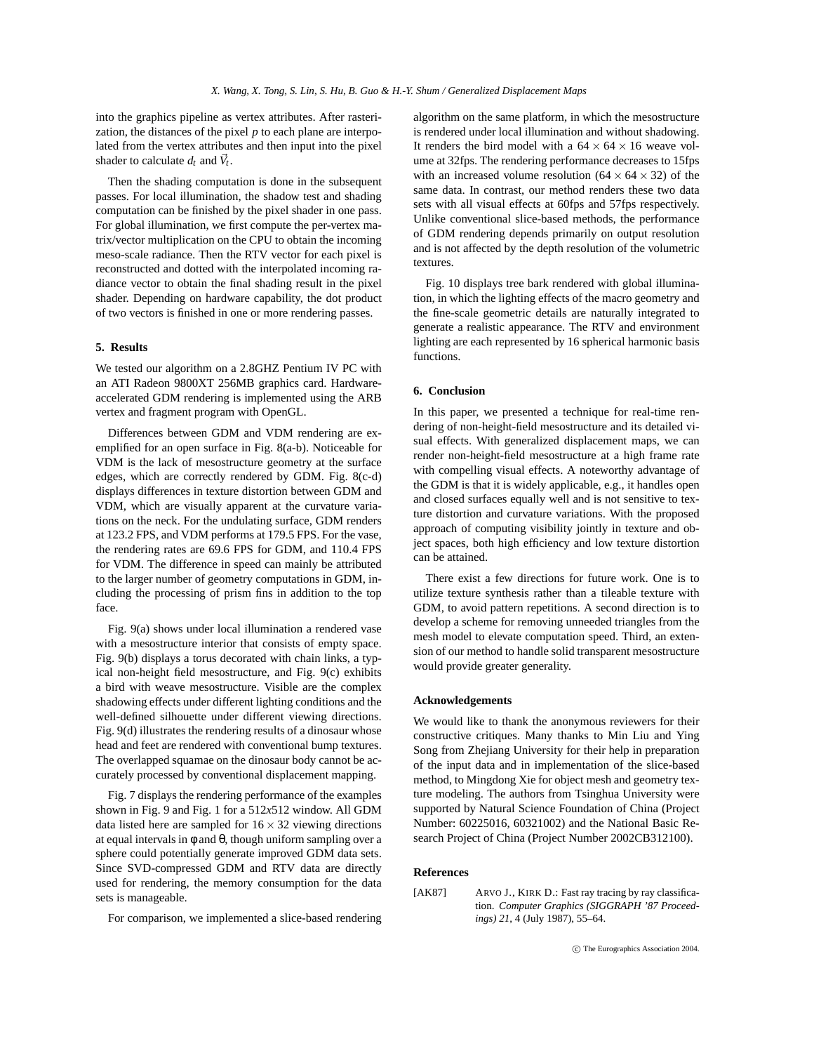into the graphics pipeline as vertex attributes. After rasterization, the distances of the pixel $p$ to each plane are interpolated from the vertex attributes and then input into the pixel shader to calculate $d_t$ and $\vec{V}_t$.

Then the shading computation is done in the subsequent passes. For local illumination, the shadow test and shading computation can be finished by the pixel shader in one pass. For global illumination, we first compute the per-vertex matrix/vector multiplication on the CPU to obtain the incoming meso-scale radiance. Then the RTV vector for each pixel is reconstructed and dotted with the interpolated incoming radiance vector to obtain the final shading result in the pixel shader. Depending on hardware capability, the dot product of two vectors is finished in one or more rendering passes.

## 5. Results

We tested our algorithm on a 2.8GHZ Pentium IV PC with an ATI Radeon 9800XT 256MB graphics card. Hardware-accelerated GDM rendering is implemented using the ARB vertex and fragment program with OpenGL.

Differences between GDM and VDM rendering are exemplified for an open surface in Fig. 8(a-b). Noticeable for VDM is the lack of mesostructure geometry at the surface edges, which are correctly rendered by GDM. Fig. 8(c-d) displays differences in texture distortion between GDM and VDM, which are visually apparent at the curvature variations on the neck. For the undulating surface, GDM renders at 123.2 FPS, and VDM performs at 179.5 FPS. For the vase, the rendering rates are 69.6 FPS for GDM, and 110.4 FPS for VDM. The difference in speed can mainly be attributed to the larger number of geometry computations in GDM, including the processing of prism fins in addition to the top face.

Fig. 9(a) shows under local illumination a rendered vase with a mesostructure interior that consists of empty space. Fig. 9(b) displays a torus decorated with chain links, a typical non-height field mesostructure, and Fig. 9(c) exhibits a bird with weave mesostructure. Visible are the complex shadowing effects under different lighting conditions and the well-defined silhouette under different viewing directions. Fig. 9(d) illustrates the rendering results of a dinosaur whose head and feet are rendered with conventional bump textures. The overlapped squamae on the dinosaur body cannot be accurately processed by conventional displacement mapping.

Fig. 7 displays the rendering performance of the examples shown in Fig. 9 and Fig. 1 for a 512*x*512 window. All GDM data listed here are sampled for $16 \times 32$ viewing directions at equal intervals in $\phi$ and $\theta$, though uniform sampling over a sphere could potentially generate improved GDM data sets. Since SVD-compressed GDM and RTV data are directly used for rendering, the memory consumption for the data sets is manageable.

For comparison, we implemented a slice-based rendering algorithm on the same platform, in which the mesostructure is rendered under local illumination and without shadowing. It renders the bird model with a $64 \times 64 \times 16$ weave volume at 32fps. The rendering performance decreases to 15fps with an increased volume resolution ($64 \times 64 \times 32$) of the same data. In contrast, our method renders these two data sets with all visual effects at 60fps and 57fps respectively. Unlike conventional slice-based methods, the performance of GDM rendering depends primarily on output resolution and is not affected by the depth resolution of the volumetric textures.

Fig. 10 displays tree bark rendered with global illumination, in which the lighting effects of the macro geometry and the fine-scale geometric details are naturally integrated to generate a realistic appearance. The RTV and environment lighting are each represented by 16 spherical harmonic basis functions.

## 6. Conclusion

In this paper, we presented a technique for real-time rendering of non-height-field mesostructure and its detailed visual effects. With generalized displacement maps, we can render non-height-field mesostructure at a high frame rate with compelling visual effects. A noteworthy advantage of the GDM is that it is widely applicable, e.g., it handles open and closed surfaces equally well and is not sensitive to texture distortion and curvature variations. With the proposed approach of computing visibility jointly in texture and object spaces, both high efficiency and low texture distortion can be attained.

There exist a few directions for future work. One is to utilize texture synthesis rather than a tileable texture with GDM, to avoid pattern repetitions. A second direction is to develop a scheme for removing unneeded triangles from the mesh model to elevate computation speed. Third, an extension of our method to handle solid transparent mesostructure would provide greater generality.

## Acknowledgements

We would like to thank the anonymous reviewers for their constructive critiques. Many thanks to Min Liu and Ying Song from Zhejiang University for their help in preparation of the input data and in implementation of the slice-based method, to Mingdong Xie for object mesh and geometry texture modeling. The authors from Tsinghua University were supported by Natural Science Foundation of China (Project Number: 60225016, 60321002) and the National Basic Research Project of China (Project Number 2002CB312100).

## References

[AK87] ARVO J., KIRK D.: Fast ray tracing by ray classification. *Computer Graphics (SIGGRAPH '87 Proceedings) 21*, 4 (July 1987), 55–64.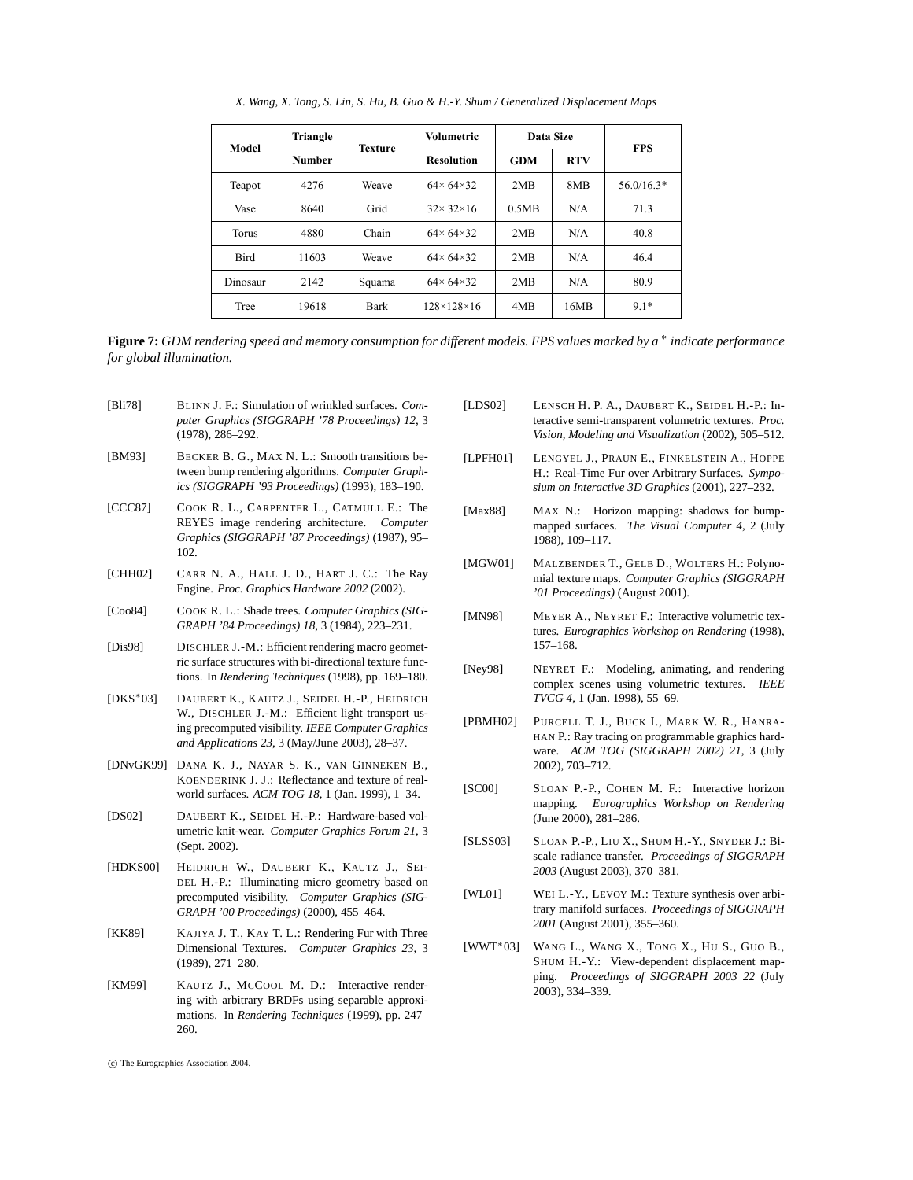| Model | Triangle Number | Texture | Volumetric Resolution | Data Size | | FPS |
|---|---|---|---|---|---|---|
| | | | | GDM | RTV | |
| Teapot | 4276 | Weave | 64× 64×32 | 2MB | 8MB | 56.0/16.3* |
| Vase | 8640 | Grid | 32× 32×16 | 0.5MB | N/A | 71.3 |
| Torus | 4880 | Chain | 64× 64×32 | 2MB | N/A | 40.8 |
| Bird | 11603 | Weave | 64× 64×32 | 2MB | N/A | 46.4 |
| Dinosaur | 2142 | Squama | 64× 64×32 | 2MB | N/A | 80.9 |
| Tree | 19618 | Bark | 128×128×16 | 4MB | 16MB | 9.1* |

**Figure 7:** *GDM rendering speed and memory consumption for different models. FPS values marked by a * indicate performance for global illumination.*

[Bli78] BLINN J. F.: Simulation of wrinkled surfaces. *Computer Graphics (SIGGRAPH '78 Proceedings) 12*, 3 (1978), 286–292.

[BM93] BECKER B. G., MAX N. L.: Smooth transitions between bump rendering algorithms. *Computer Graphics (SIGGRAPH '93 Proceedings)* (1993), 183–190.

[CCC87] COOK R. L., CARPENTER L., CATMULL E.: The REYES image rendering architecture. *Computer Graphics (SIGGRAPH '87 Proceedings)* (1987), 95–102.

[CHH02] CARR N. A., HALL J. D., HART J. C.: The Ray Engine. *Proc. Graphics Hardware 2002* (2002).

[Coo84] COOK R. L.: Shade trees. *Computer Graphics (SIGGRAPH '84 Proceedings) 18*, 3 (1984), 223–231.

[Dis98] DISCHLER J.-M.: Efficient rendering macro geometric surface structures with bi-directional texture functions. In *Rendering Techniques* (1998), pp. 169–180.

[DKS*03] DAUBERT K., KAUTZ J., SEIDEL H.-P., HEIDRICH W., DISCHLER J.-M.: Efficient light transport using precomputed visibility. *IEEE Computer Graphics and Applications 23*, 3 (May/June 2003), 28–37.

[DNvGK99] DANA K. J., NAYAR S. K., VAN GINNEKEN B., KOENDERINK J. J.: Reflectance and texture of real-world surfaces. *ACM TOG 18*, 1 (Jan. 1999), 1–34.

[DS02] DAUBERT K., SEIDEL H.-P.: Hardware-based volumetric knit-wear. *Computer Graphics Forum 21*, 3 (Sept. 2002).

[HDKS00] HEIDRICH W., DAUBERT K., KAUTZ J., SEIDEL H.-P.: Illuminating micro geometry based on precomputed visibility. *Computer Graphics (SIGGRAPH '00 Proceedings)* (2000), 455–464.

[KK89] KAJIYA J. T., KAY T. L.: Rendering Fur with Three Dimensional Textures. *Computer Graphics 23*, 3 (1989), 271–280.

[KM99] KAUTZ J., MCCOOL M. D.: Interactive rendering with arbitrary BRDFs using separable approximations. In *Rendering Techniques* (1999), pp. 247–260.

[LDS02] LENSCH H. P. A., DAUBERT K., SEIDEL H.-P.: Interactive semi-transparent volumetric textures. *Proc. Vision, Modeling and Visualization* (2002), 505–512.

[LPFH01] LENGYEL J., PRAUN E., FINKELSTEIN A., HOPPE H.: Real-Time Fur over Arbitrary Surfaces. *Symposium on Interactive 3D Graphics* (2001), 227–232.

[Max88] MAX N.: Horizon mapping: shadows for bump-mapped surfaces. *The Visual Computer 4*, 2 (July 1988), 109–117.

[MGW01] MALZBENDER T., GELB D., WOLTERS H.: Polynomial texture maps. *Computer Graphics (SIGGRAPH '01 Proceedings)* (August 2001).

[MN98] MEYER A., NEYRET F.: Interactive volumetric textures. *Eurographics Workshop on Rendering* (1998), 157–168.

[Ney98] NEYRET F.: Modeling, animating, and rendering complex scenes using volumetric textures. *IEEE TVCG 4*, 1 (Jan. 1998), 55–69.

[PBMH02] PURCELL T. J., BUCK I., MARK W. R., HANRAHAN P.: Ray tracing on programmable graphics hardware. *ACM TOG (SIGGRAPH 2002) 21*, 3 (July 2002), 703–712.

[SC00] SLOAN P.-P., COHEN M. F.: Interactive horizon mapping. *Eurographics Workshop on Rendering* (June 2000), 281–286.

[SLSS03] SLOAN P.-P., LIU X., SHUM H.-Y., SNYDER J.: Bi-scale radiance transfer. *Proceedings of SIGGRAPH 2003* (August 2003), 370–381.

[WL01] WEI L.-Y., LEVOY M.: Texture synthesis over arbitrary manifold surfaces. *Proceedings of SIGGRAPH 2001* (August 2001), 355–360.

[WWT*03] WANG L., WANG X., TONG X., HU S., GUO B., SHUM H.-Y.: View-dependent displacement mapping. *Proceedings of SIGGRAPH 2003 22* (July 2003), 334–339.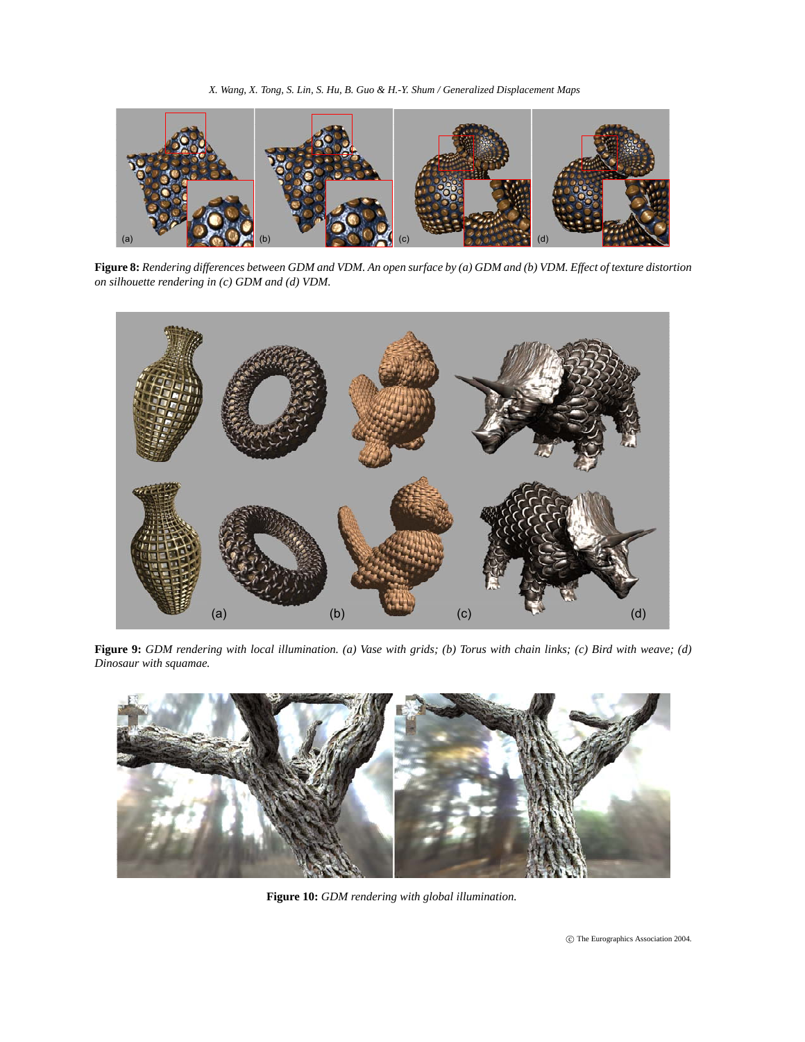(a)

(b)

(c)

(d)

**Figure 8:** *Rendering differences between GDM and VDM. An open surface by (a) GDM and (b) VDM. Effect of texture distortion on silhouette rendering in (c) GDM and (d) VDM.*

(a)

(b)

(c)

(d)

**Figure 9:** *GDM rendering with local illumination. (a) Vase with grids; (b) Torus with chain links; (c) Bird with weave; (d) Dinosaur with squamae.*

**Figure 10:** *GDM rendering with global illumination.*